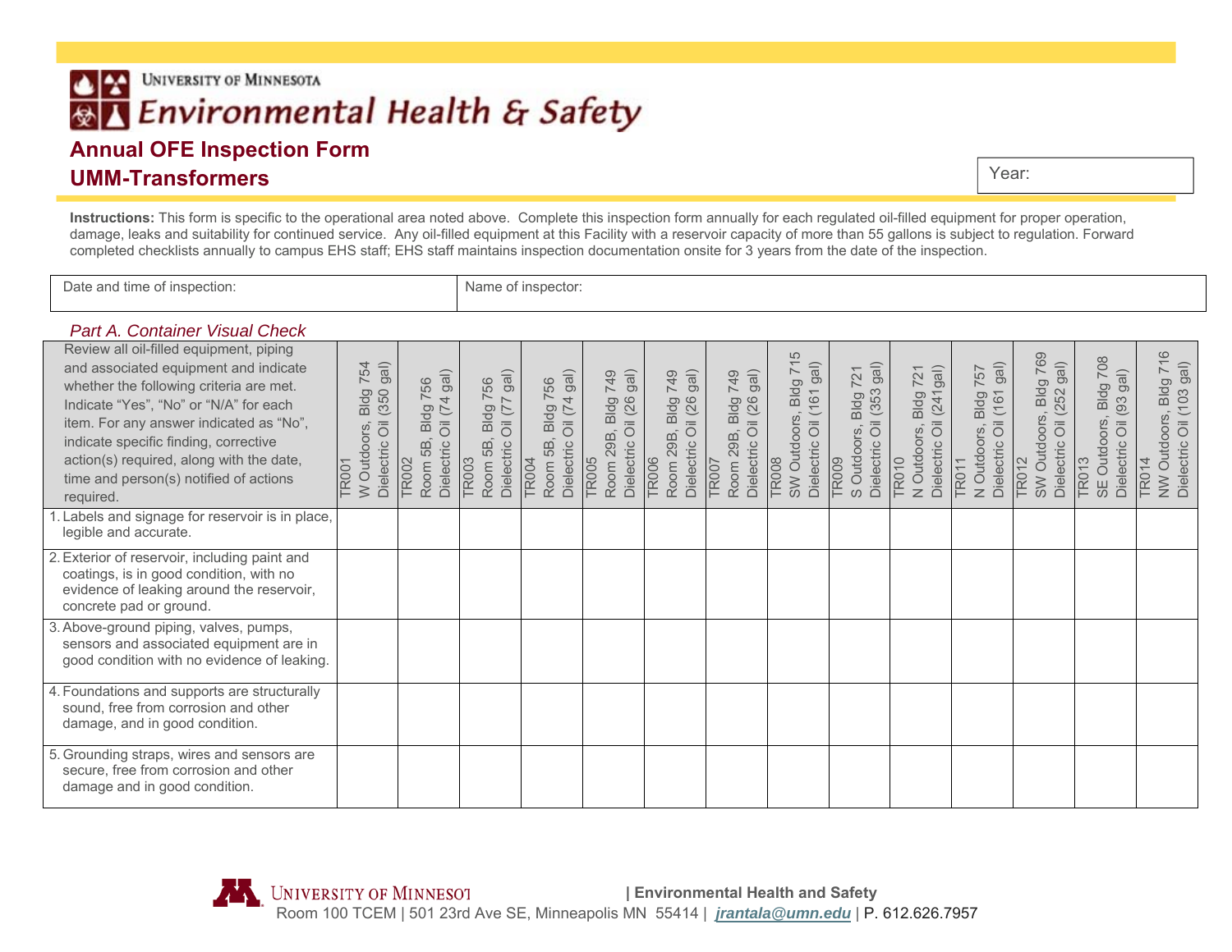UNIVERSITY OF MINNESOTA

# Environmental Health & Safety

## Annual OFE Inspection Form

## UMM-Transformers

Year:

**Instructions:** This form is specific to the operational area noted above. Complete this inspection form annually for each regulated oil-filled equipment for proper operation, damage, leaks and suitability for continued service. Any oil-filled equipment at this Facility with a reservoir capacity of more than 55 gallons is subject to regulation. Forward completed checklists annually to campus EHS staff; EHS staff maintains inspection documentation onsite for 3 years from the date of the inspection.

| Date and time of inspection: | Name of inspector: |
|---|---|

### *Part A. Container Visual Check*

| Review all oil-filled equipment, piping and associated equipment and indicate whether the following criteria are met. Indicate "Yes", "No" or "N/A" for each item. For any answer indicated as "No", indicate specific finding, corrective action(s) required, along with the date, time and person(s) notified of actions required. | TR001 W Outdoors, Bldg 754 Dielectric Oil (350 gal) | TR002 Room 5B, Bldg 756 Dielectric Oil (74 gal) | TR003 Room 5B, Bldg 756 Dielectric Oil (77 gal) | TR004 Room 5B, Bldg 756 Dielectric Oil (74 gal) | TR005 Room 29B, Bldg 749 Dielectric Oil (26 gal) | TR006 Room 29B, Bldg 749 Dielectric Oil (26 gal) | TR007 Room 29B, Bldg 749 Dielectric Oil (26 gal) | TR008 SW Outdoors, Bldg 715 Dielectric Oil (161 gal) | TR009 S Outdoors, Bldg 721 Dielectric Oil (353 gal) | TR010 N Outdoors, Bldg 721 Dielectric Oil (241gal) | TR011 N Outdoors, Bldg 757 Dielectric Oil (161 gal) | TR012 SW Outdoors, Bldg 769 Dielectric Oil (252 gal) | TR013 SE Outdoors, Bldg 708 Dielectric Oil (93 gal) | TR014 NW Outdoors, Bldg 716 Dielectric Oil (103 gal) |
|---|---|---|---|---|---|---|---|---|---|---|---|---|---|---|
| 1. Labels and signage for reservoir is in place, legible and accurate. | | | | | | | | | | | | | | |
| 2. Exterior of reservoir, including paint and coatings, is in good condition, with no evidence of leaking around the reservoir, concrete pad or ground. | | | | | | | | | | | | | | |
| 3. Above-ground piping, valves, pumps, sensors and associated equipment are in good condition with no evidence of leaking. | | | | | | | | | | | | | | |
| 4. Foundations and supports are structurally sound, free from corrosion and other damage, and in good condition. | | | | | | | | | | | | | | |
| 5. Grounding straps, wires and sensors are secure, free from corrosion and other damage and in good condition. | | | | | | | | | | | | | | |

UNIVERSITY OF MINNESOTA | Environmental Health and Safety
Room 100 TCEM | 501 23rd Ave SE, Minneapolis MN 55414 | jrantala@umn.edu | P. 612.626.7957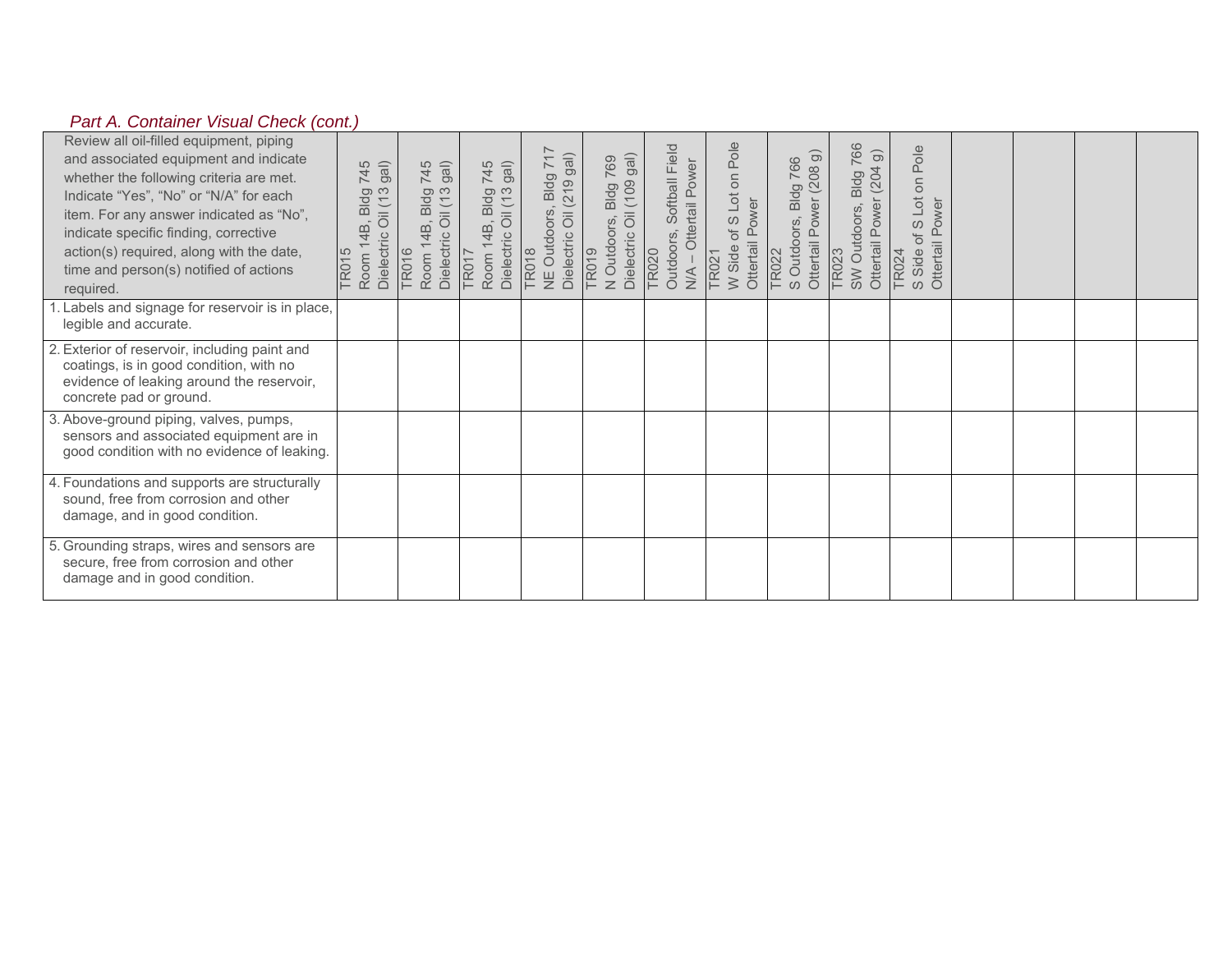*Part A. Container Visual Check (cont.)*

| Review all oil-filled equipment, piping and associated equipment and indicate whether the following criteria are met. Indicate "Yes", "No" or "N/A" for each item. For any answer indicated as "No", indicate specific finding, corrective action(s) required, along with the date, time and person(s) notified of actions required. | TR015 Room 14B, Bldg 745 Dielectric Oil (13 gal) | TR016 Room 14B, Bldg 745 Dielectric Oil (13 gal) | TR017 Room 14B, Bldg 745 Dielectric Oil (13 gal) | TR018 NE Outdoors, Bldg 717 Dielectric Oil (219 gal) | TR019 N Outdoors, Bldg 769 Dielectric Oil (109 gal) | TR020 Outdoors, Softball Field N/A – Ottertail Power | TR021 W Side of S Lot on Pole Ottertail Power | TR022 S Outdoors, Bldg 766 Ottertail Power (208 g) | TR023 SW Outdoors, Bldg 766 Ottertail Power (204 g) | TR024 S Side of S Lot on Pole Ottertail Power | | | | |
|---|---|---|---|---|---|---|---|---|---|---|---|---|---|---|
| 1. Labels and signage for reservoir is in place, legible and accurate. | | | | | | | | | | | | | | |
| 2. Exterior of reservoir, including paint and coatings, is in good condition, with no evidence of leaking around the reservoir, concrete pad or ground. | | | | | | | | | | | | | | |
| 3. Above-ground piping, valves, pumps, sensors and associated equipment are in good condition with no evidence of leaking. | | | | | | | | | | | | | | |
| 4. Foundations and supports are structurally sound, free from corrosion and other damage, and in good condition. | | | | | | | | | | | | | | |
| 5. Grounding straps, wires and sensors are secure, free from corrosion and other damage and in good condition. | | | | | | | | | | | | | | |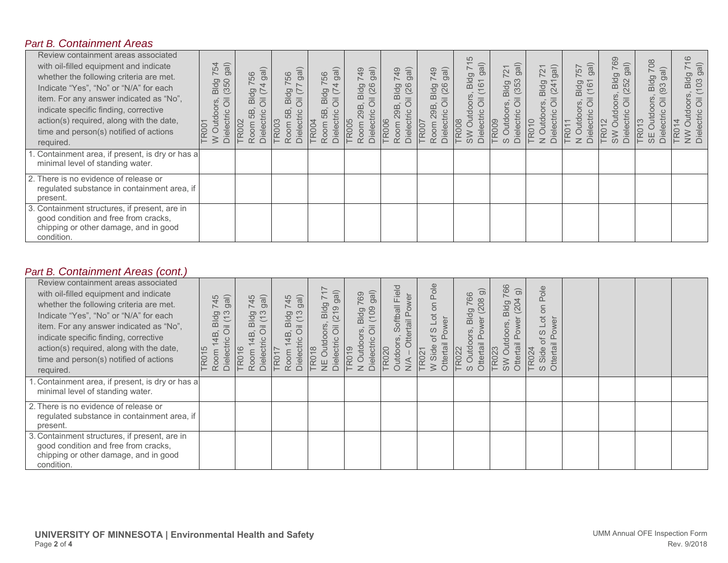## *Part B. Containment Areas*

| Review containment areas associated with oil-filled equipment and indicate whether the following criteria are met. Indicate "Yes", "No" or "N/A" for each item. For any answer indicated as "No", indicate specific finding, corrective action(s) required, along with the date, time and person(s) notified of actions required. | TR001 W Outdoors, Bldg 754 Dielectric Oil (350 gal) | TR002 Room 5B, Bldg 756 Dielectric Oil (74 gal) | TR003 Room 5B, Bldg 756 Dielectric Oil (77 gal) | TR004 Room 5B, Bldg 756 Dielectric Oil (74 gal) | TR005 Room 29B, Bldg 749 Dielectric Oil (26 gal) | TR006 Room 29B, Bldg 749 Dielectric Oil (26 gal) | TR007 Room 29B, Bldg 749 Dielectric Oil (26 gal) | TR008 SW Outdoors, Bldg 715 Dielectric Oil (161 gal) | TR009 S Outdoors, Bldg 721 Dielectric Oil (353 gal) | TR010 N Outdoors, Bldg 721 Dielectric Oil (241gal) | TR011 N Outdoors, Bldg 757 Dielectric Oil (161 gal) | TR012 SW Outdoors, Bldg 769 Dielectric Oil (252 gal) | TR013 SE Outdoors, Bldg 708 Dielectric Oil (93 gal) | TR014 NW Outdoors, Bldg 716 Dielectric Oil (103 gal) |
|---|---|---|---|---|---|---|---|---|---|---|---|---|---|---|
| 1. Containment area, if present, is dry or has a minimal level of standing water. | | | | | | | | | | | | | | |
| 2. There is no evidence of release or regulated substance in containment area, if present. | | | | | | | | | | | | | | |
| 3. Containment structures, if present, are in good condition and free from cracks, chipping or other damage, and in good condition. | | | | | | | | | | | | | | |

## *Part B. Containment Areas (cont.)*

| Review containment areas associated with oil-filled equipment and indicate whether the following criteria are met. Indicate "Yes", "No" or "N/A" for each item. For any answer indicated as "No", indicate specific finding, corrective action(s) required, along with the date, time and person(s) notified of actions required. | TR015 Room 14B, Bldg 745 Dielectric Oil (13 gal) | TR016 Room 14B, Bldg 745 Dielectric Oil (13 gal) | TR017 Room 14B, Bldg 745 Dielectric Oil (13 gal) | TR018 NE Outdoors, Bldg 717 Dielectric Oil (219 gal) | TR019 N Outdoors, Bldg 769 Dielectric Oil (109 gal) | TR020 Outdoors, Softball Field N/A – Ottertail Power | TR021 W Side of S Lot on Pole Ottertail Power | TR022 S Outdoors, Bldg 766 Ottertail Power (208 g) | TR023 SW Outdoors, Bldg 766 Ottertail Power (204 g) | TR024 S Side of S Lot on Pole Ottertail Power | | | | |
|---|---|---|---|---|---|---|---|---|---|---|---|---|---|---|
| 1. Containment area, if present, is dry or has a minimal level of standing water. | | | | | | | | | | | | | | |
| 2. There is no evidence of release or regulated substance in containment area, if present. | | | | | | | | | | | | | | |
| 3. Containment structures, if present, are in good condition and free from cracks, chipping or other damage, and in good condition. | | | | | | | | | | | | | | |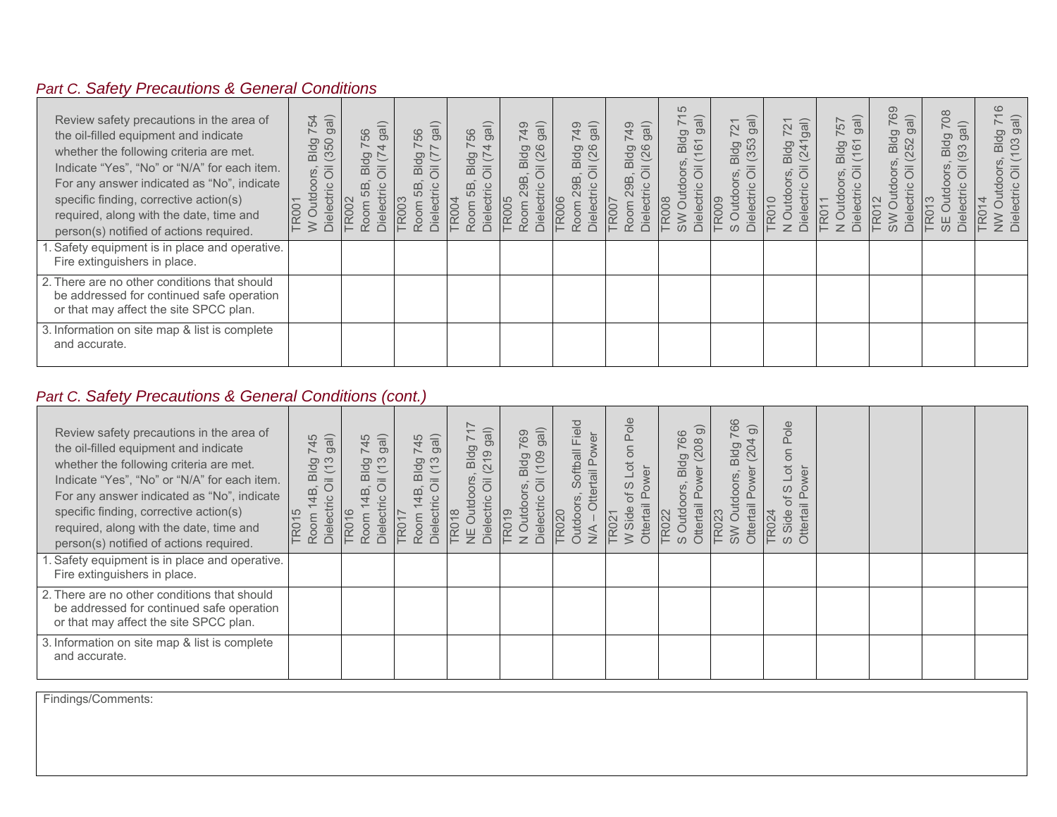*Part C. Safety Precautions & General Conditions*

| Review safety precautions in the area of the oil-filled equipment and indicate whether the following criteria are met. Indicate "Yes", "No" or "N/A" for each item. For any answer indicated as "No", indicate specific finding, corrective action(s) required, along with the date, time and person(s) notified of actions required. | TR001 W Outdoors, Bldg 754 Dielectric Oil (350 gal) | TR002 Room 5B, Bldg 756 Dielectric Oil (74 gal) | TR003 Room 5B, Bldg 756 Dielectric Oil (77 gal) | TR004 Room 5B, Bldg 756 Dielectric Oil (74 gal) | TR005 Room 29B, Bldg 749 Dielectric Oil (26 gal) | TR006 Room 29B, Bldg 749 Dielectric Oil (26 gal) | TR007 Room 29B, Bldg 749 Dielectric Oil (26 gal) | TR008 SW Outdoors, Bldg 715 Dielectric Oil (161 gal) | TR009 S Outdoors, Bldg 721 Dielectric Oil (353 gal) | TR010 N Outdoors, Bldg 721 Dielectric Oil (241gal) | TR011 N Outdoors, Bldg 757 Dielectric Oil (161 gal) | TR012 SW Outdoors, Bldg 769 Dielectric Oil (252 gal) | TR013 SE Outdoors, Bldg 708 Dielectric Oil (93 gal) | TR014 NW Outdoors, Bldg 716 Dielectric Oil (103 gal) |
|---|---|---|---|---|---|---|---|---|---|---|---|---|---|---|
| 1. Safety equipment is in place and operative. Fire extinguishers in place. | | | | | | | | | | | | | | |
| 2. There are no other conditions that should be addressed for continued safe operation or that may affect the site SPCC plan. | | | | | | | | | | | | | | |
| 3. Information on site map & list is complete and accurate. | | | | | | | | | | | | | | |

*Part C. Safety Precautions & General Conditions (cont.)*

| Review safety precautions in the area of the oil-filled equipment and indicate whether the following criteria are met. Indicate "Yes", "No" or "N/A" for each item. For any answer indicated as "No", indicate specific finding, corrective action(s) required, along with the date, time and person(s) notified of actions required. | TR015 Room 14B, Bldg 745 Dielectric Oil (13 gal) | TR016 Room 14B, Bldg 745 Dielectric Oil (13 gal) | TR017 Room 14B, Bldg 745 Dielectric Oil (13 gal) | TR018 NE Outdoors, Bldg 717 Dielectric Oil (219 gal) | TR019 N Outdoors, Bldg 769 Dielectric Oil (109 gal) | TR020 Outdoors, Softball Field N/A – Ottertail Power | TR021 W Side of S Lot on Pole Ottertail Power | TR022 S Outdoors, Bldg 766 Ottertail Power (208 g) | TR023 SW Outdoors, Bldg 766 Ottertail Power (204 g) | TR024 S Side of S Lot on Pole Ottertail Power | | | | |
|---|---|---|---|---|---|---|---|---|---|---|---|---|---|---|
| 1. Safety equipment is in place and operative. Fire extinguishers in place. | | | | | | | | | | | | | | |
| 2. There are no other conditions that should be addressed for continued safe operation or that may affect the site SPCC plan. | | | | | | | | | | | | | | |
| 3. Information on site map & list is complete and accurate. | | | | | | | | | | | | | | |

Findings/Comments: